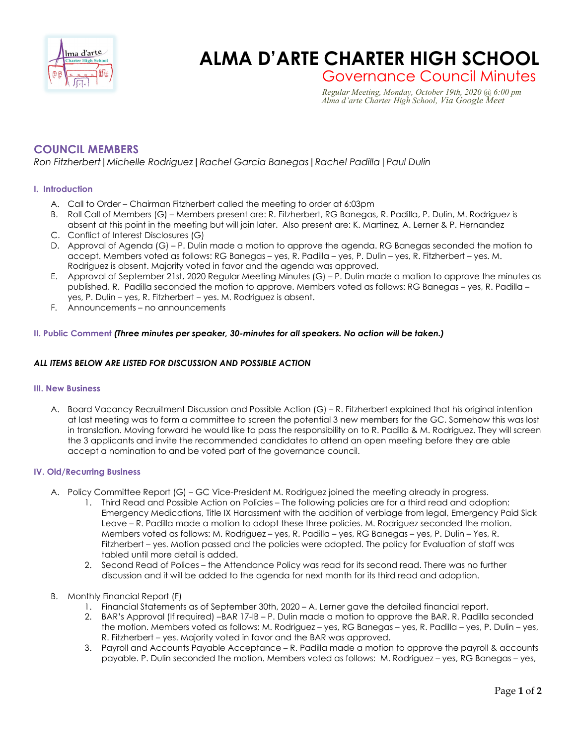# ALMA D'ARTE CHARTER HIGH SCHOOL

## Governance Council Minutes

*Regular Meeting, Monday, October 19th, 2020 @ 6:00 pm*
*Alma d'arte Charter High School, Via Google Meet*

## COUNCIL MEMBERS

*Ron Fitzherbert | Michelle Rodriguez | Rachel Garcia Banegas | Rachel Padilla | Paul Dulin*

### I. Introduction

A. Call to Order – Chairman Fitzherbert called the meeting to order at 6:03pm
B. Roll Call of Members (G) – Members present are: R. Fitzherbert, RG Banegas, R. Padilla, P. Dulin, M. Rodriguez is absent at this point in the meeting but will join later. Also present are: K. Martinez, A. Lerner & P. Hernandez
C. Conflict of Interest Disclosures (G)
D. Approval of Agenda (G) – P. Dulin made a motion to approve the agenda. RG Banegas seconded the motion to accept. Members voted as follows: RG Banegas – yes, R. Padilla – yes, P. Dulin – yes, R. Fitzherbert – yes. M. Rodriguez is absent. Majority voted in favor and the agenda was approved.
E. Approval of September 21st, 2020 Regular Meeting Minutes (G) – P. Dulin made a motion to approve the minutes as published. R. Padilla seconded the motion to approve. Members voted as follows: RG Banegas – yes, R. Padilla – yes, P. Dulin – yes, R. Fitzherbert – yes. M. Rodriguez is absent.
F. Announcements – no announcements

### II. Public Comment *(Three minutes per speaker, 30-minutes for all speakers. No action will be taken.)*

***ALL ITEMS BELOW ARE LISTED FOR DISCUSSION AND POSSIBLE ACTION***

### III. New Business

A. Board Vacancy Recruitment Discussion and Possible Action (G) – R. Fitzherbert explained that his original intention at last meeting was to form a committee to screen the potential 3 new members for the GC. Somehow this was lost in translation. Moving forward he would like to pass the responsibility on to R. Padilla & M. Rodriguez. They will screen the 3 applicants and invite the recommended candidates to attend an open meeting before they are able accept a nomination to and be voted part of the governance council.

### IV. Old/Recurring Business

A. Policy Committee Report (G) – GC Vice-President M. Rodriguez joined the meeting already in progress.
  1. Third Read and Possible Action on Policies – The following policies are for a third read and adoption: Emergency Medications, Title IX Harassment with the addition of verbiage from legal, Emergency Paid Sick Leave – R. Padilla made a motion to adopt these three policies. M. Rodriguez seconded the motion. Members voted as follows: M. Rodriguez – yes, R. Padilla – yes, RG Banegas – yes, P. Dulin – Yes, R. Fitzherbert – yes. Motion passed and the policies were adopted. The policy for Evaluation of staff was tabled until more detail is added.
  2. Second Read of Polices – the Attendance Policy was read for its second read. There was no further discussion and it will be added to the agenda for next month for its third read and adoption.

B. Monthly Financial Report (F)
  1. Financial Statements as of September 30th, 2020 – A. Lerner gave the detailed financial report.
  2. BAR's Approval (If required) –BAR 17-IB – P. Dulin made a motion to approve the BAR. R. Padilla seconded the motion. Members voted as follows: M. Rodriguez – yes, RG Banegas – yes, R. Padilla – yes, P. Dulin – yes, R. Fitzherbert – yes. Majority voted in favor and the BAR was approved.
  3. Payroll and Accounts Payable Acceptance – R. Padilla made a motion to approve the payroll & accounts payable. P. Dulin seconded the motion. Members voted as follows: M. Rodriguez – yes, RG Banegas – yes,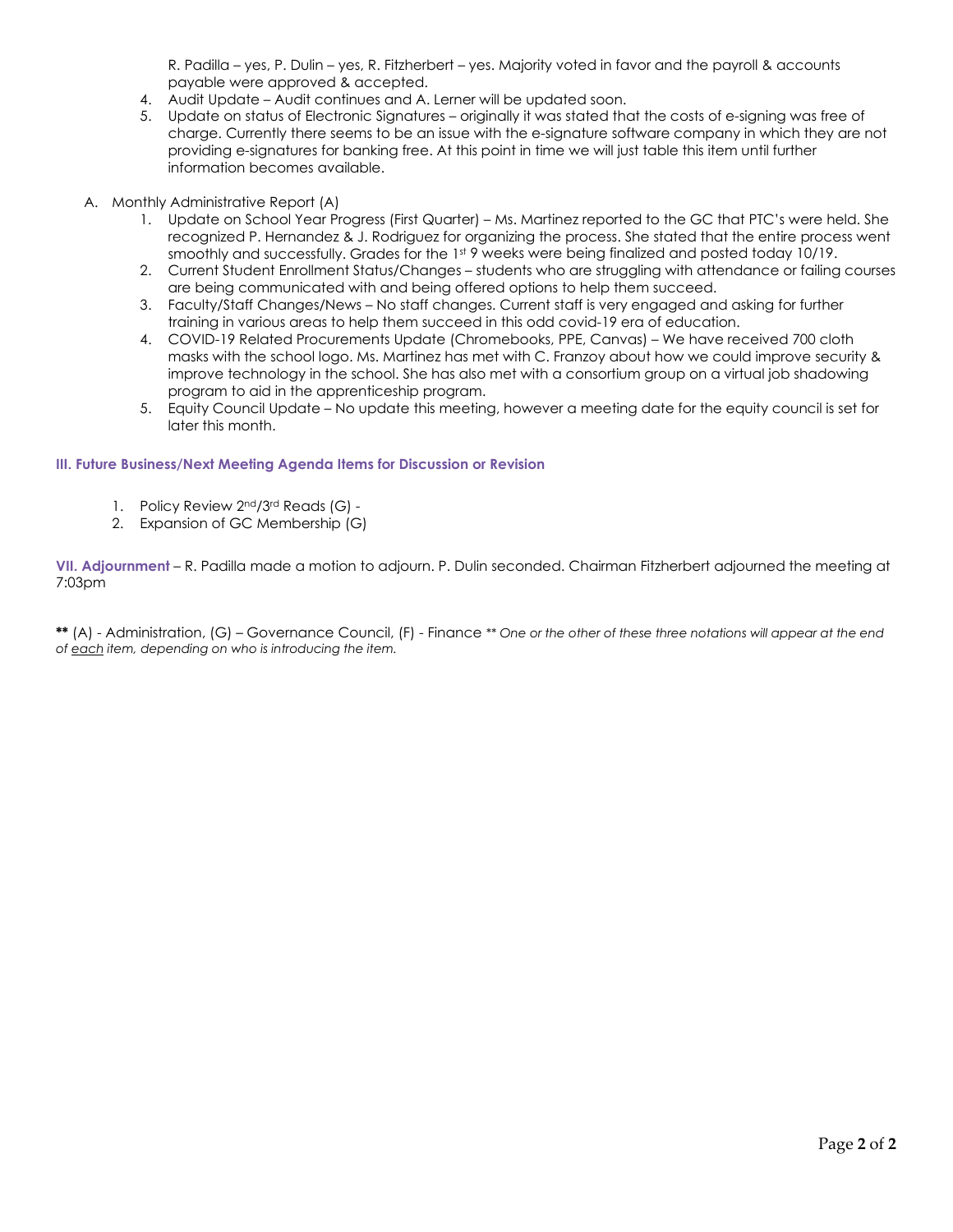R. Padilla – yes, P. Dulin – yes, R. Fitzherbert – yes. Majority voted in favor and the payroll & accounts payable were approved & accepted.

4. Audit Update – Audit continues and A. Lerner will be updated soon.
5. Update on status of Electronic Signatures – originally it was stated that the costs of e-signing was free of charge. Currently there seems to be an issue with the e-signature software company in which they are not providing e-signatures for banking free. At this point in time we will just table this item until further information becomes available.

A. Monthly Administrative Report (A)

1. Update on School Year Progress (First Quarter) – Ms. Martinez reported to the GC that PTC's were held. She recognized P. Hernandez & J. Rodriguez for organizing the process. She stated that the entire process went smoothly and successfully. Grades for the 1st 9 weeks were being finalized and posted today 10/19.
2. Current Student Enrollment Status/Changes – students who are struggling with attendance or failing courses are being communicated with and being offered options to help them succeed.
3. Faculty/Staff Changes/News – No staff changes. Current staff is very engaged and asking for further training in various areas to help them succeed in this odd covid-19 era of education.
4. COVID-19 Related Procurements Update (Chromebooks, PPE, Canvas) – We have received 700 cloth masks with the school logo. Ms. Martinez has met with C. Franzoy about how we could improve security & improve technology in the school. She has also met with a consortium group on a virtual job shadowing program to aid in the apprenticeship program.
5. Equity Council Update – No update this meeting, however a meeting date for the equity council is set for later this month.

### III. Future Business/Next Meeting Agenda Items for Discussion or Revision

1. Policy Review 2nd/3rd Reads (G) -
2. Expansion of GC Membership (G)

**VII. Adjournment** – R. Padilla made a motion to adjourn. P. Dulin seconded. Chairman Fitzherbert adjourned the meeting at 7:03pm

**\*\*** (A) - Administration, (G) – Governance Council, (F) - Finance *\*\* One or the other of these three notations will appear at the end of each item, depending on who is introducing the item.*